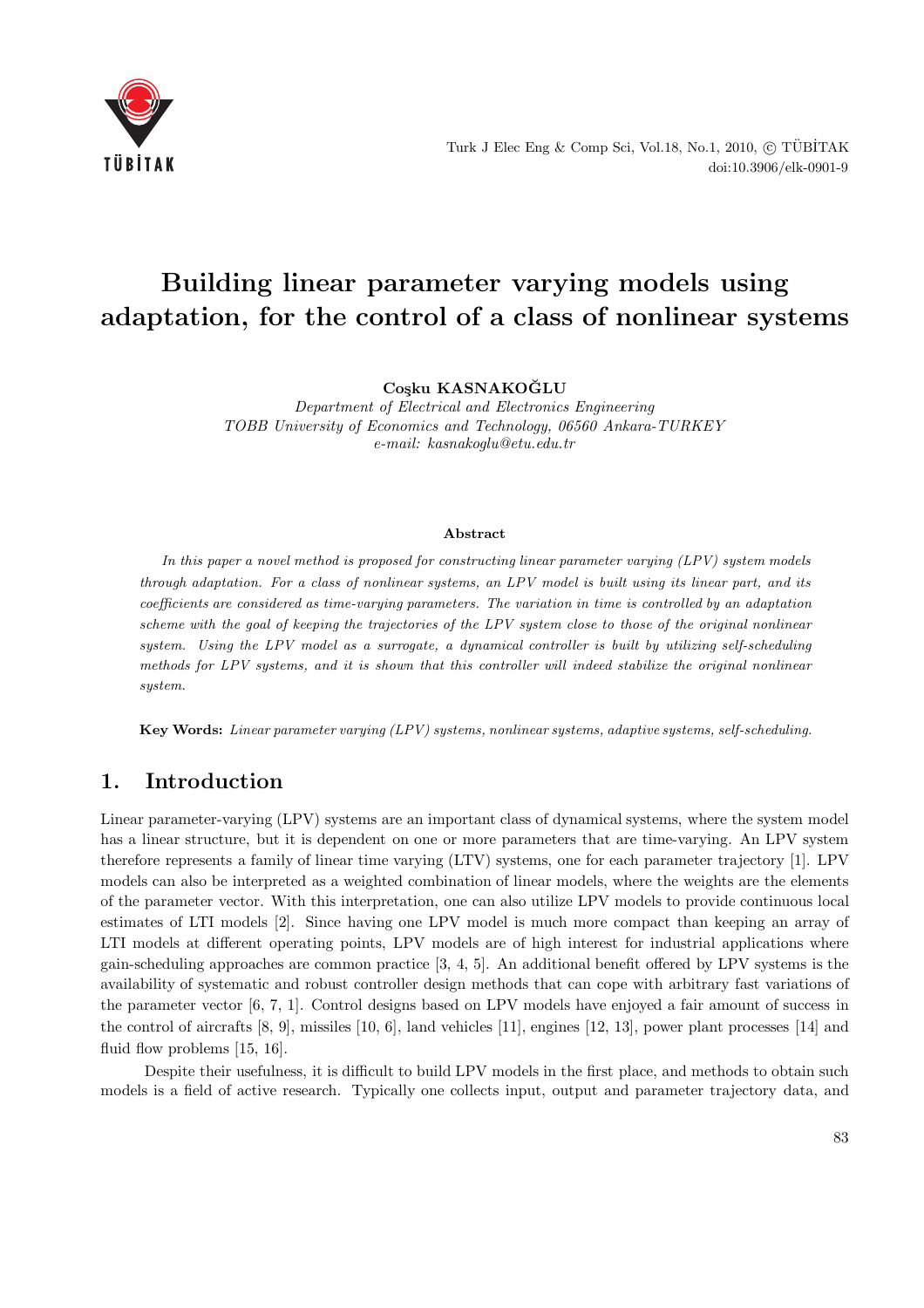# Building linear parameter varying models using adaptation, for the control of a class of nonlinear systems

**Coşku KASNAKOĞLU**

*Department of Electrical and Electronics Engineering*
*TOBB University of Economics and Technology, 06560 Ankara-TURKEY*
*e-mail: kasnakoglu@etu.edu.tr*

**Abstract**

*In this paper a novel method is proposed for constructing linear parameter varying (LPV) system models through adaptation. For a class of nonlinear systems, an LPV model is built using its linear part, and its coefficients are considered as time-varying parameters. The variation in time is controlled by an adaptation scheme with the goal of keeping the trajectories of the LPV system close to those of the original nonlinear system. Using the LPV model as a surrogate, a dynamical controller is built by utilizing self-scheduling methods for LPV systems, and it is shown that this controller will indeed stabilize the original nonlinear system.*

**Key Words:** *Linear parameter varying (LPV) systems, nonlinear systems, adaptive systems, self-scheduling.*

## 1. Introduction

Linear parameter-varying (LPV) systems are an important class of dynamical systems, where the system model has a linear structure, but it is dependent on one or more parameters that are time-varying. An LPV system therefore represents a family of linear time varying (LTV) systems, one for each parameter trajectory [1]. LPV models can also be interpreted as a weighted combination of linear models, where the weights are the elements of the parameter vector. With this interpretation, one can also utilize LPV models to provide continuous local estimates of LTI models [2]. Since having one LPV model is much more compact than keeping an array of LTI models at different operating points, LPV models are of high interest for industrial applications where gain-scheduling approaches are common practice [3, 4, 5]. An additional benefit offered by LPV systems is the availability of systematic and robust controller design methods that can cope with arbitrary fast variations of the parameter vector [6, 7, 1]. Control designs based on LPV models have enjoyed a fair amount of success in the control of aircrafts [8, 9], missiles [10, 6], land vehicles [11], engines [12, 13], power plant processes [14] and fluid flow problems [15, 16].

Despite their usefulness, it is difficult to build LPV models in the first place, and methods to obtain such models is a field of active research. Typically one collects input, output and parameter trajectory data, and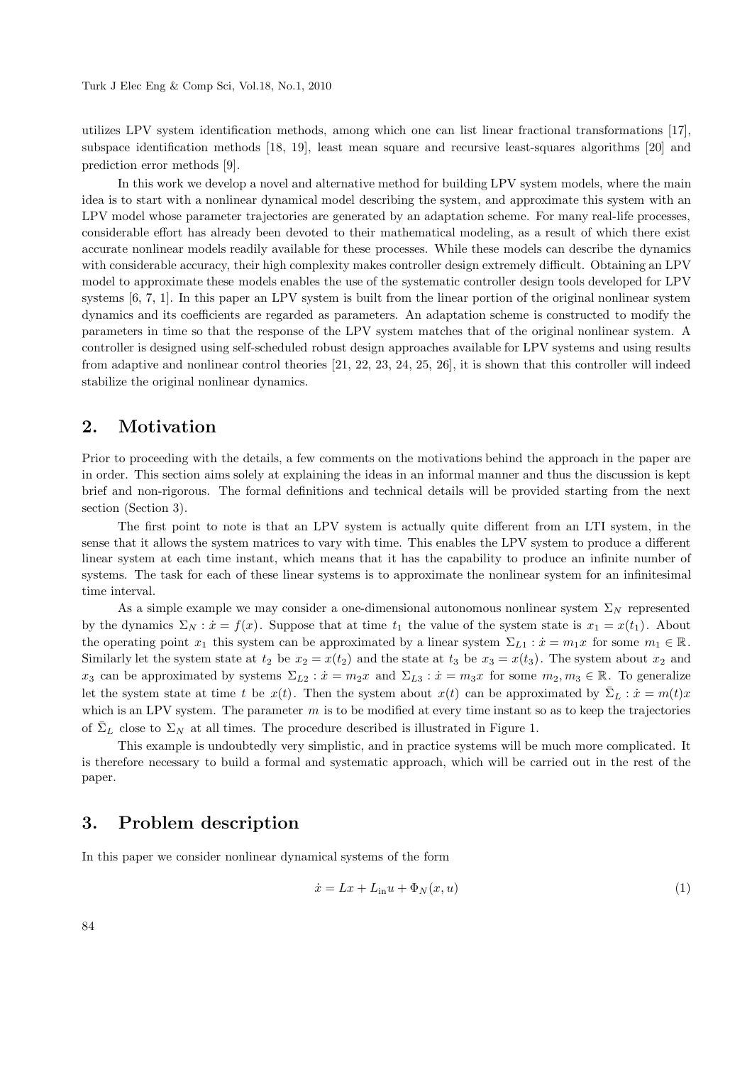utilizes LPV system identification methods, among which one can list linear fractional transformations [17], subspace identification methods [18, 19], least mean square and recursive least-squares algorithms [20] and prediction error methods [9].

In this work we develop a novel and alternative method for building LPV system models, where the main idea is to start with a nonlinear dynamical model describing the system, and approximate this system with an LPV model whose parameter trajectories are generated by an adaptation scheme. For many real-life processes, considerable effort has already been devoted to their mathematical modeling, as a result of which there exist accurate nonlinear models readily available for these processes. While these models can describe the dynamics with considerable accuracy, their high complexity makes controller design extremely difficult. Obtaining an LPV model to approximate these models enables the use of the systematic controller design tools developed for LPV systems [6, 7, 1]. In this paper an LPV system is built from the linear portion of the original nonlinear system dynamics and its coefficients are regarded as parameters. An adaptation scheme is constructed to modify the parameters in time so that the response of the LPV system matches that of the original nonlinear system. A controller is designed using self-scheduled robust design approaches available for LPV systems and using results from adaptive and nonlinear control theories [21, 22, 23, 24, 25, 26], it is shown that this controller will indeed stabilize the original nonlinear dynamics.

## 2. Motivation

Prior to proceeding with the details, a few comments on the motivations behind the approach in the paper are in order. This section aims solely at explaining the ideas in an informal manner and thus the discussion is kept brief and non-rigorous. The formal definitions and technical details will be provided starting from the next section (Section 3).

The first point to note is that an LPV system is actually quite different from an LTI system, in the sense that it allows the system matrices to vary with time. This enables the LPV system to produce a different linear system at each time instant, which means that it has the capability to produce an infinite number of systems. The task for each of these linear systems is to approximate the nonlinear system for an infinitesimal time interval.

As a simple example we may consider a one-dimensional autonomous nonlinear system $\Sigma_N$ represented by the dynamics $\Sigma_N : \dot{x} = f(x)$. Suppose that at time $t_1$ the value of the system state is $x_1 = x(t_1)$. About the operating point $x_1$ this system can be approximated by a linear system $\Sigma_{L1} : \dot{x} = m_1 x$ for some $m_1 \in \mathbb{R}$. Similarly let the system state at $t_2$ be $x_2 = x(t_2)$ and the state at $t_3$ be $x_3 = x(t_3)$. The system about $x_2$ and $x_3$ can be approximated by systems $\Sigma_{L2} : \dot{x} = m_2 x$ and $\Sigma_{L3} : \dot{x} = m_3 x$ for some $m_2, m_3 \in \mathbb{R}$. To generalize let the system state at time $t$ be $x(t)$. Then the system about $x(t)$ can be approximated by $\bar{\Sigma}_L : \dot{x} = m(t)x$ which is an LPV system. The parameter $m$ is to be modified at every time instant so as to keep the trajectories of $\bar{\Sigma}_L$ close to $\Sigma_N$ at all times. The procedure described is illustrated in Figure 1.

This example is undoubtedly very simplistic, and in practice systems will be much more complicated. It is therefore necessary to build a formal and systematic approach, which will be carried out in the rest of the paper.

## 3. Problem description

In this paper we consider nonlinear dynamical systems of the form

$$\dot{x} = Lx + L_{\text{in}} u + \Phi_N(x, u) \tag{1}$$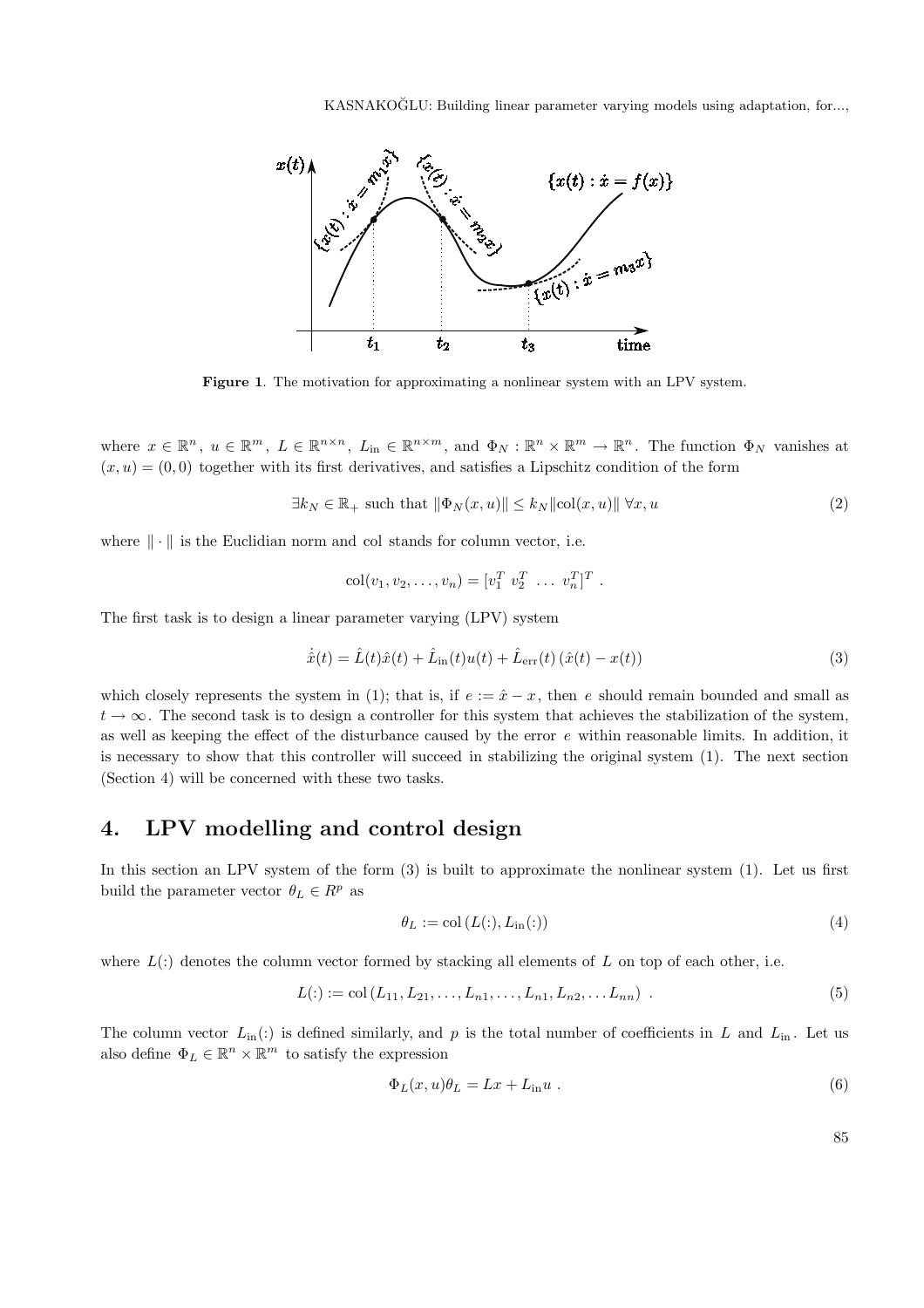**Figure 1**. The motivation for approximating a nonlinear system with an LPV system.

where $x \in \mathbb{R}^n$, $u \in \mathbb{R}^m$, $L \in \mathbb{R}^{n\times n}$, $L_{\text{in}} \in \mathbb{R}^{n\times m}$, and $\Phi_N : \mathbb{R}^n \times \mathbb{R}^m \to \mathbb{R}^n$. The function $\Phi_N$ vanishes at $(x,u) = (0,0)$ together with its first derivatives, and satisfies a Lipschitz condition of the form

$$\exists k_N \in \mathbb{R}_+ \text{ such that } \|\Phi_N(x,u)\| \le k_N \|\text{col}(x,u)\| \;\forall x, u \tag{2}$$

where $\|\cdot\|$ is the Euclidian norm and col stands for column vector, i.e.

$$\text{col}(v_1, v_2, \ldots, v_n) = [v_1^T \; v_2^T \; \ldots \; v_n^T]^T \; .$$

The first task is to design a linear parameter varying (LPV) system

$$\dot{\hat{x}}(t) = \hat{L}(t)\hat{x}(t) + \hat{L}_{\text{in}}(t)u(t) + \hat{L}_{\text{err}}(t)\left(\hat{x}(t) - x(t)\right) \tag{3}$$

which closely represents the system in (1); that is, if $e := \hat{x} - x$, then $e$ should remain bounded and small as $t \to \infty$. The second task is to design a controller for this system that achieves the stabilization of the system, as well as keeping the effect of the disturbance caused by the error $e$ within reasonable limits. In addition, it is necessary to show that this controller will succeed in stabilizing the original system (1). The next section (Section 4) will be concerned with these two tasks.

## 4. LPV modelling and control design

In this section an LPV system of the form (3) is built to approximate the nonlinear system (1). Let us first build the parameter vector $\theta_L \in R^p$ as

$$\theta_L := \text{col}\left(L(:), L_{\text{in}}(:)\right) \tag{4}$$

where $L(:)$ denotes the column vector formed by stacking all elements of $L$ on top of each other, i.e.

$$L(:) := \text{col}\left(L_{11}, L_{21}, \ldots, L_{n1}, \ldots, L_{n1}, L_{n2}, \ldots L_{nn}\right) \; . \tag{5}$$

The column vector $L_{\text{in}}(:)$ is defined similarly, and $p$ is the total number of coefficients in $L$ and $L_{\text{in}}$. Let us also define $\Phi_L \in \mathbb{R}^n \times \mathbb{R}^m$ to satisfy the expression

$$\Phi_L(x,u)\theta_L = Lx + L_{\text{in}}u \; . \tag{6}$$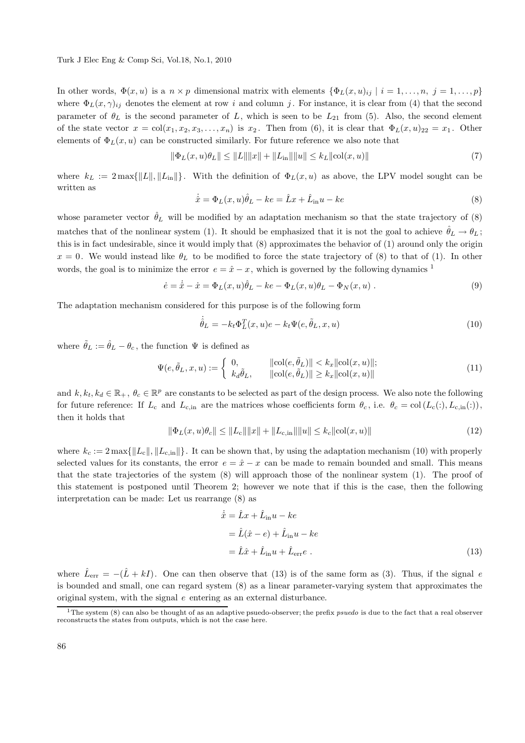In other words, $\Phi(x,u)$ is a $n \times p$ dimensional matrix with elements $\{\Phi_L(x,u)_{ij} \mid i = 1,\ldots,n,\ j = 1,\ldots,p\}$ where $\Phi_L(x,\gamma)_{ij}$ denotes the element at row $i$ and column $j$. For instance, it is clear from (4) that the second parameter of $\theta_L$ is the second parameter of $L$, which is seen to be $L_{21}$ from (5). Also, the second element of the state vector $x = \mathrm{col}(x_1, x_2, x_3, \ldots, x_n)$ is $x_2$. Then from (6), it is clear that $\Phi_L(x,u)_{22} = x_1$. Other elements of $\Phi_L(x,u)$ can be constructed similarly. For future reference we also note that

$$\|\Phi_L(x,u)\theta_L\| \le \|L\|\|x\| + \|L_{\mathrm{in}}\|\|u\| \le k_L\|\mathrm{col}(x,u)\| \tag{7}$$

where $k_L := 2\max\{\|L\|, \|L_{\mathrm{in}}\|\}$. With the definition of $\Phi_L(x,u)$ as above, the LPV model sought can be written as

$$\dot{\hat{x}} = \Phi_L(x,u)\hat{\theta}_L - ke = \hat{L}x + \hat{L}_{\mathrm{in}}u - ke \tag{8}$$

whose parameter vector $\hat{\theta}_L$ will be modified by an adaptation mechanism so that the state trajectory of (8) matches that of the nonlinear system (1). It should be emphasized that it is not the goal to achieve $\hat{\theta}_L \to \theta_L$; this is in fact undesirable, since it would imply that (8) approximates the behavior of (1) around only the origin $x = 0$. We would instead like $\theta_L$ to be modified to force the state trajectory of (8) to that of (1). In other words, the goal is to minimize the error $e = \hat{x} - x$, which is governed by the following dynamics [1]

$$\dot{e} = \dot{\hat{x}} - \dot{x} = \Phi_L(x,u)\hat{\theta}_L - ke - \Phi_L(x,u)\theta_L - \Phi_N(x,u)\ . \tag{9}$$

The adaptation mechanism considered for this purpose is of the following form

$$\dot{\hat{\theta}}_L = -k_t\Phi_L^T(x,u)e - k_t\Psi(e,\tilde{\theta}_L,x,u) \tag{10}$$

where $\tilde{\theta}_L := \hat{\theta}_L - \theta_c$, the function $\Psi$ is defined as

$$\Psi(e,\tilde{\theta}_L,x,u) := \begin{cases} 0, & \|\mathrm{col}(e,\tilde{\theta}_L)\| < k_x\|\mathrm{col}(x,u)\|; \\ k_d\tilde{\theta}_L, & \|\mathrm{col}(e,\tilde{\theta}_L)\| \ge k_x\|\mathrm{col}(x,u)\| \end{cases} \tag{11}$$

and $k, k_t, k_d \in \mathbb{R}_+$, $\theta_c \in \mathbb{R}^p$ are constants to be selected as part of the design process. We also note the following for future reference: If $L_c$ and $L_{\mathrm{c,in}}$ are the matrices whose coefficients form $\theta_c$, i.e. $\theta_c = \mathrm{col}\left(L_c(:), L_{\mathrm{c,in}}(:)\right)$, then it holds that

$$\|\Phi_L(x,u)\theta_c\| \le \|L_c\|\|x\| + \|L_{\mathrm{c,in}}\|\|u\| \le k_c\|\mathrm{col}(x,u)\| \tag{12}$$

where $k_c := 2\max\{\|L_c\|, \|L_{\mathrm{c,in}}\|\}$. It can be shown that, by using the adaptation mechanism (10) with properly selected values for its constants, the error $e = \hat{x} - x$ can be made to remain bounded and small. This means that the state trajectories of the system (8) will approach those of the nonlinear system (1). The proof of this statement is postponed until Theorem 2; however we note that if this is the case, then the following interpretation can be made: Let us rearrange (8) as

$$\begin{aligned} \dot{\hat{x}} &= \hat{L}x + \hat{L}_{\mathrm{in}}u - ke \\ &= \hat{L}(\hat{x} - e) + \hat{L}_{\mathrm{in}}u - ke \\ &= \hat{L}\hat{x} + \hat{L}_{\mathrm{in}}u + \hat{L}_{\mathrm{err}}e\ . \end{aligned} \tag{13}$$

where $\hat{L}_{\mathrm{err}} = -(\hat{L} + kI)$. One can then observe that (13) is of the same form as (3). Thus, if the signal $e$ is bounded and small, one can regard system (8) as a linear parameter-varying system that approximates the original system, with the signal $e$ entering as an external disturbance.

[1] The system (8) can also be thought of as an adaptive psuedo-observer; the prefix *psuedo* is due to the fact that a real observer reconstructs the states from outputs, which is not the case here.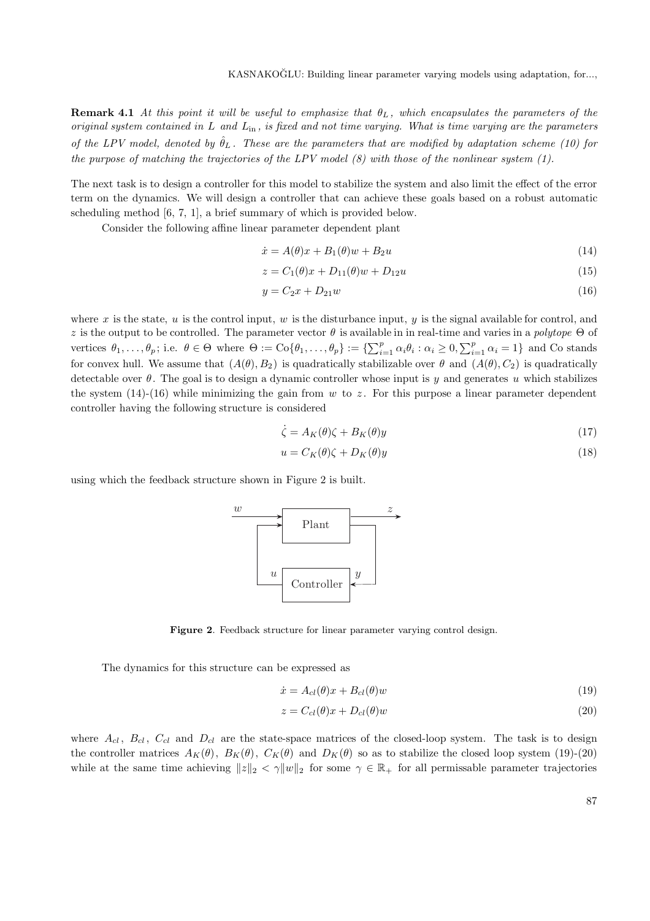**Remark 4.1** *At this point it will be useful to emphasize that $\theta_L$, which encapsulates the parameters of the original system contained in $L$ and $L_{\text{in}}$, is fixed and not time varying. What is time varying are the parameters of the LPV model, denoted by $\hat{\theta}_L$. These are the parameters that are modified by adaptation scheme (10) for the purpose of matching the trajectories of the LPV model (8) with those of the nonlinear system (1).*

The next task is to design a controller for this model to stabilize the system and also limit the effect of the error term on the dynamics. We will design a controller that can achieve these goals based on a robust automatic scheduling method [6, 7, 1], a brief summary of which is provided below.

Consider the following affine linear parameter dependent plant

$$\dot{x} = A(\theta)x + B_1(\theta)w + B_2 u \tag{14}$$

$$z = C_1(\theta)x + D_{11}(\theta)w + D_{12}u \tag{15}$$

$$y = C_2 x + D_{21} w \tag{16}$$

where $x$ is the state, $u$ is the control input, $w$ is the disturbance input, $y$ is the signal available for control, and $z$ is the output to be controlled. The parameter vector $\theta$ is available in in real-time and varies in a *polytope* $\Theta$ of vertices $\theta_1, \ldots, \theta_p$; i.e. $\theta \in \Theta$ where $\Theta := \text{Co}\{\theta_1, \ldots, \theta_p\} := \{\sum_{i=1}^{p} \alpha_i \theta_i : \alpha_i \geq 0, \sum_{i=1}^{p} \alpha_i = 1\}$ and Co stands for convex hull. We assume that $(A(\theta), B_2)$ is quadratically stabilizable over $\theta$ and $(A(\theta), C_2)$ is quadratically detectable over $\theta$. The goal is to design a dynamic controller whose input is $y$ and generates $u$ which stabilizes the system (14)-(16) while minimizing the gain from $w$ to $z$. For this purpose a linear parameter dependent controller having the following structure is considered

$$\dot{\zeta} = A_K(\theta)\zeta + B_K(\theta)y \tag{17}$$

$$u = C_K(\theta)\zeta + D_K(\theta)y \tag{18}$$

using which the feedback structure shown in Figure 2 is built.

**Figure 2**. Feedback structure for linear parameter varying control design.

The dynamics for this structure can be expressed as

$$\dot{x} = A_{cl}(\theta)x + B_{cl}(\theta)w \tag{19}$$

$$z = C_{cl}(\theta)x + D_{cl}(\theta)w \tag{20}$$

where $A_{cl}$, $B_{cl}$, $C_{cl}$ and $D_{cl}$ are the state-space matrices of the closed-loop system. The task is to design the controller matrices $A_K(\theta)$, $B_K(\theta)$, $C_K(\theta)$ and $D_K(\theta)$ so as to stabilize the closed loop system (19)-(20) while at the same time achieving $\|z\|_2 < \gamma \|w\|_2$ for some $\gamma \in \mathbb{R}_+$ for all permissable parameter trajectories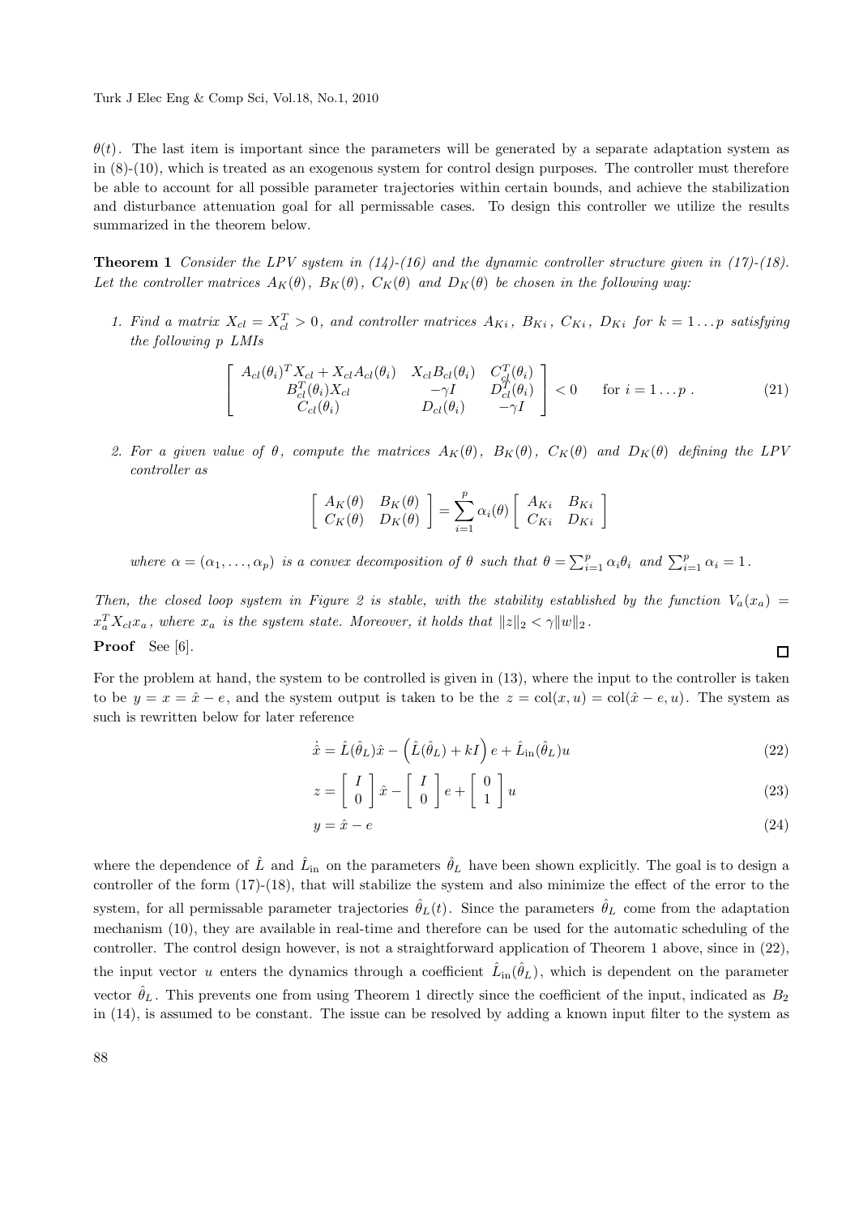$\theta(t)$. The last item is important since the parameters will be generated by a separate adaptation system as in (8)-(10), which is treated as an exogenous system for control design purposes. The controller must therefore be able to account for all possible parameter trajectories within certain bounds, and achieve the stabilization and disturbance attenuation goal for all permissable cases. To design this controller we utilize the results summarized in the theorem below.

**Theorem 1** *Consider the LPV system in (14)-(16) and the dynamic controller structure given in (17)-(18). Let the controller matrices $A_K(\theta)$, $B_K(\theta)$, $C_K(\theta)$ and $D_K(\theta)$ be chosen in the following way:*

1. *Find a matrix $X_{cl} = X_{cl}^T > 0$, and controller matrices $A_{Ki}$, $B_{Ki}$, $C_{Ki}$, $D_{Ki}$ for $k = 1 \ldots p$ satisfying the following $p$ LMIs*

$$\begin{bmatrix} A_{cl}(\theta_i)^T X_{cl} + X_{cl} A_{cl}(\theta_i) & X_{cl} B_{cl}(\theta_i) & C_{cl}^T(\theta_i) \\ B_{cl}^T(\theta_i) X_{cl} & -\gamma I & D_{cl}^T(\theta_i) \\ C_{cl}(\theta_i) & D_{cl}(\theta_i) & -\gamma I \end{bmatrix} < 0 \qquad \text{for } i = 1 \ldots p\,. \tag{21}$$

2. *For a given value of $\theta$, compute the matrices $A_K(\theta)$, $B_K(\theta)$, $C_K(\theta)$ and $D_K(\theta)$ defining the LPV controller as*

$$\begin{bmatrix} A_K(\theta) & B_K(\theta) \\ C_K(\theta) & D_K(\theta) \end{bmatrix} = \sum_{i=1}^{p} \alpha_i(\theta) \begin{bmatrix} A_{Ki} & B_{Ki} \\ C_{Ki} & D_{Ki} \end{bmatrix}$$

*where $\alpha = (\alpha_1, \ldots, \alpha_p)$ is a convex decomposition of $\theta$ such that $\theta = \sum_{i=1}^{p} \alpha_i \theta_i$ and $\sum_{i=1}^{p} \alpha_i = 1$.*

*Then, the closed loop system in Figure 2 is stable, with the stability established by the function $V_a(x_a) = x_a^T X_{cl} x_a$, where $x_a$ is the system state. Moreover, it holds that $\|z\|_2 < \gamma \|w\|_2$.*

**Proof** See [6]. □

For the problem at hand, the system to be controlled is given in (13), where the input to the controller is taken to be $y = x = \hat{x} - e$, and the system output is taken to be the $z = \text{col}(x, u) = \text{col}(\hat{x} - e, u)$. The system as such is rewritten below for later reference

$$\dot{\hat{x}} = \hat{L}(\hat{\theta}_L)\hat{x} - \left(\hat{L}(\hat{\theta}_L) + kI\right) e + \hat{L}_{\text{in}}(\hat{\theta}_L) u \tag{22}$$

$$z = \begin{bmatrix} I \\ 0 \end{bmatrix} \hat{x} - \begin{bmatrix} I \\ 0 \end{bmatrix} e + \begin{bmatrix} 0 \\ 1 \end{bmatrix} u \tag{23}$$

$$y = \hat{x} - e \tag{24}$$

where the dependence of $\hat{L}$ and $\hat{L}_{\text{in}}$ on the parameters $\hat{\theta}_L$ have been shown explicitly. The goal is to design a controller of the form (17)-(18), that will stabilize the system and also minimize the effect of the error to the system, for all permissable parameter trajectories $\hat{\theta}_L(t)$. Since the parameters $\hat{\theta}_L$ come from the adaptation mechanism (10), they are available in real-time and therefore can be used for the automatic scheduling of the controller. The control design however, is not a straightforward application of Theorem 1 above, since in (22), the input vector $u$ enters the dynamics through a coefficient $\hat{L}_{\text{in}}(\hat{\theta}_L)$, which is dependent on the parameter vector $\hat{\theta}_L$. This prevents one from using Theorem 1 directly since the coefficient of the input, indicated as $B_2$ in (14), is assumed to be constant. The issue can be resolved by adding a known input filter to the system as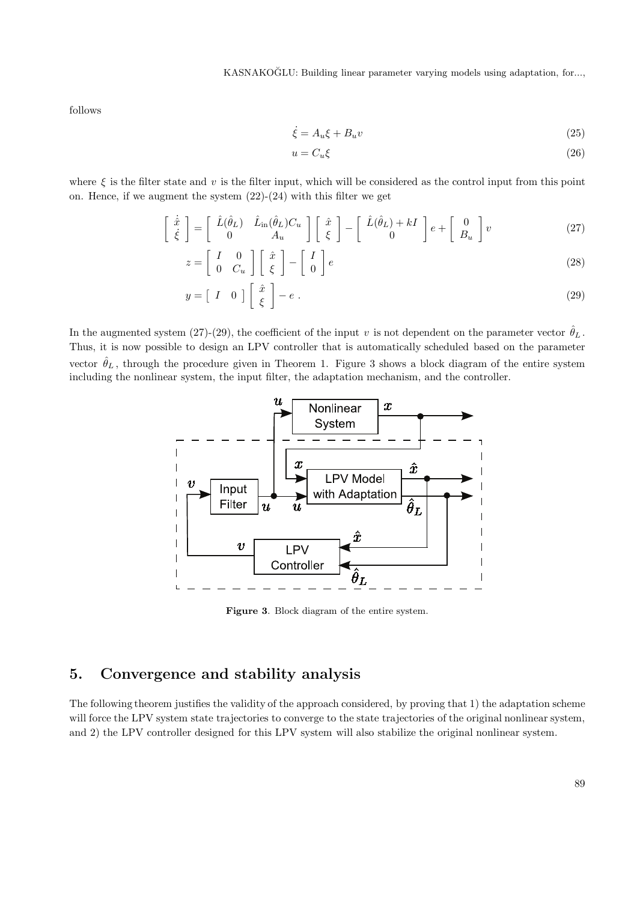follows

$$\dot{\xi} = A_u \xi + B_u v \tag{25}$$

$$u = C_u \xi \tag{26}$$

where $\xi$ is the filter state and $v$ is the filter input, which will be considered as the control input from this point on. Hence, if we augment the system (22)-(24) with this filter we get

$$\begin{bmatrix} \dot{\hat{x}} \\ \dot{\xi} \end{bmatrix} = \begin{bmatrix} \hat{L}(\hat{\theta}_L) & \hat{L}_{\text{in}}(\hat{\theta}_L) C_u \\ 0 & A_u \end{bmatrix} \begin{bmatrix} \hat{x} \\ \xi \end{bmatrix} - \begin{bmatrix} \hat{L}(\hat{\theta}_L) + kI \\ 0 \end{bmatrix} e + \begin{bmatrix} 0 \\ B_u \end{bmatrix} v \tag{27}$$

$$z = \begin{bmatrix} I & 0 \\ 0 & C_u \end{bmatrix} \begin{bmatrix} \hat{x} \\ \xi \end{bmatrix} - \begin{bmatrix} I \\ 0 \end{bmatrix} e \tag{28}$$

$$y = \begin{bmatrix} I & 0 \end{bmatrix} \begin{bmatrix} \hat{x} \\ \xi \end{bmatrix} - e \,. \tag{29}$$

In the augmented system (27)-(29), the coefficient of the input $v$ is not dependent on the parameter vector $\hat{\theta}_L$. Thus, it is now possible to design an LPV controller that is automatically scheduled based on the parameter vector $\hat{\theta}_L$, through the procedure given in Theorem 1. Figure 3 shows a block diagram of the entire system including the nonlinear system, the input filter, the adaptation mechanism, and the controller.

**Figure 3**. Block diagram of the entire system.

## 5. Convergence and stability analysis

The following theorem justifies the validity of the approach considered, by proving that 1) the adaptation scheme will force the LPV system state trajectories to converge to the state trajectories of the original nonlinear system, and 2) the LPV controller designed for this LPV system will also stabilize the original nonlinear system.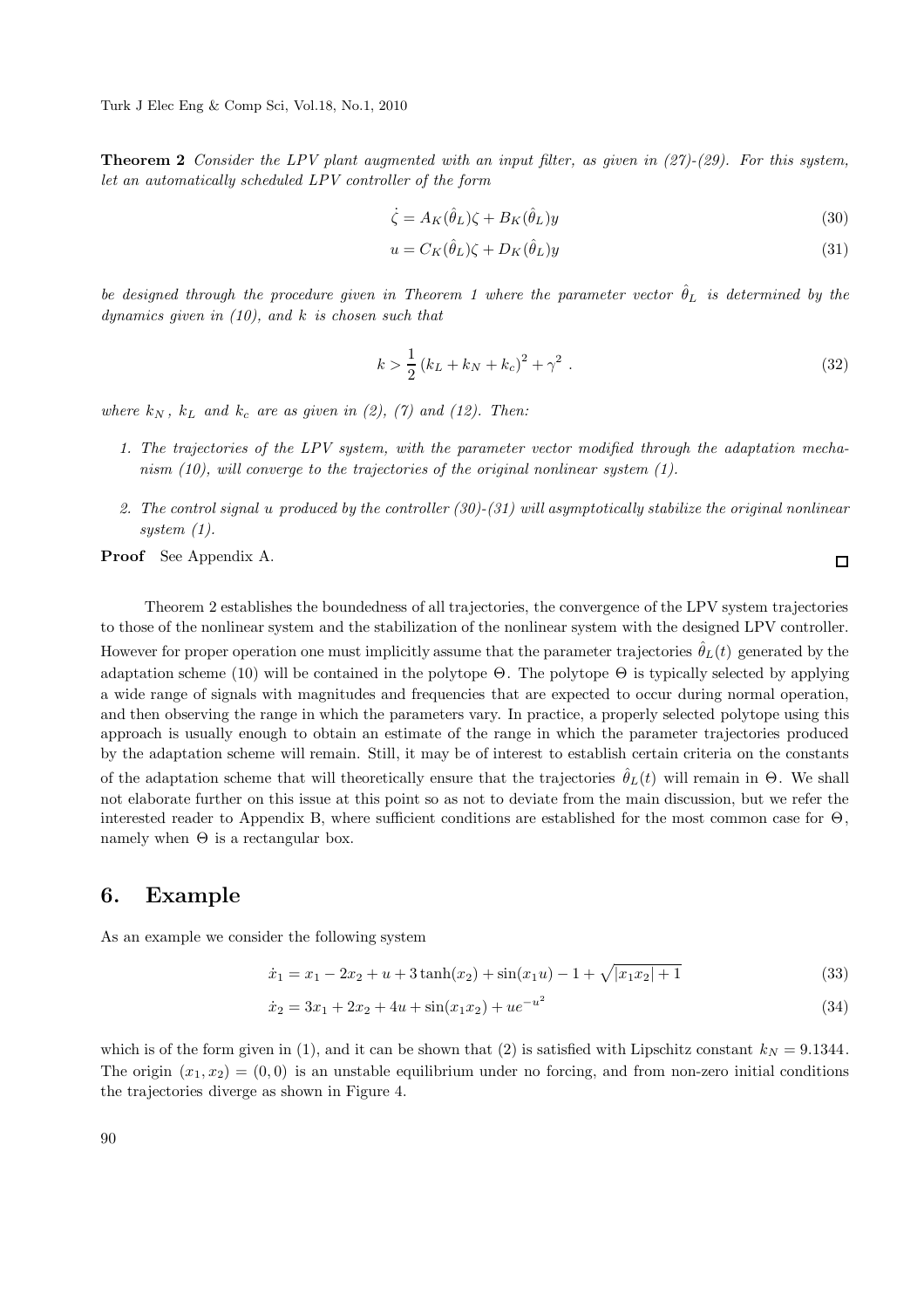**Theorem 2** *Consider the LPV plant augmented with an input filter, as given in (27)-(29). For this system, let an automatically scheduled LPV controller of the form*

$$\dot{\zeta} = A_K(\hat{\theta}_L)\zeta + B_K(\hat{\theta}_L)y \tag{30}$$

$$u = C_K(\hat{\theta}_L)\zeta + D_K(\hat{\theta}_L)y \tag{31}$$

*be designed through the procedure given in Theorem 1 where the parameter vector $\hat{\theta}_L$ is determined by the dynamics given in (10), and $k$ is chosen such that*

$$k > \frac{1}{2}\left(k_L + k_N + k_c\right)^2 + \gamma^2 \; . \tag{32}$$

*where $k_N$, $k_L$ and $k_c$ are as given in (2), (7) and (12). Then:*

1. *The trajectories of the LPV system, with the parameter vector modified through the adaptation mechanism (10), will converge to the trajectories of the original nonlinear system (1).*
2. *The control signal $u$ produced by the controller (30)-(31) will asymptotically stabilize the original nonlinear system (1).*

**Proof** See Appendix A. □

Theorem 2 establishes the boundedness of all trajectories, the convergence of the LPV system trajectories to those of the nonlinear system and the stabilization of the nonlinear system with the designed LPV controller. However for proper operation one must implicitly assume that the parameter trajectories $\hat{\theta}_L(t)$ generated by the adaptation scheme (10) will be contained in the polytope $\Theta$. The polytope $\Theta$ is typically selected by applying a wide range of signals with magnitudes and frequencies that are expected to occur during normal operation, and then observing the range in which the parameters vary. In practice, a properly selected polytope using this approach is usually enough to obtain an estimate of the range in which the parameter trajectories produced by the adaptation scheme will remain. Still, it may be of interest to establish certain criteria on the constants of the adaptation scheme that will theoretically ensure that the trajectories $\hat{\theta}_L(t)$ will remain in $\Theta$. We shall not elaborate further on this issue at this point so as not to deviate from the main discussion, but we refer the interested reader to Appendix B, where sufficient conditions are established for the most common case for $\Theta$, namely when $\Theta$ is a rectangular box.

## 6. Example

As an example we consider the following system

$$\dot{x}_1 = x_1 - 2x_2 + u + 3\tanh(x_2) + \sin(x_1 u) - 1 + \sqrt{|x_1 x_2| + 1} \tag{33}$$

$$\dot{x}_2 = 3x_1 + 2x_2 + 4u + \sin(x_1 x_2) + ue^{-u^2} \tag{34}$$

which is of the form given in (1), and it can be shown that (2) is satisfied with Lipschitz constant $k_N = 9.1344$. The origin $(x_1, x_2) = (0, 0)$ is an unstable equilibrium under no forcing, and from non-zero initial conditions the trajectories diverge as shown in Figure 4.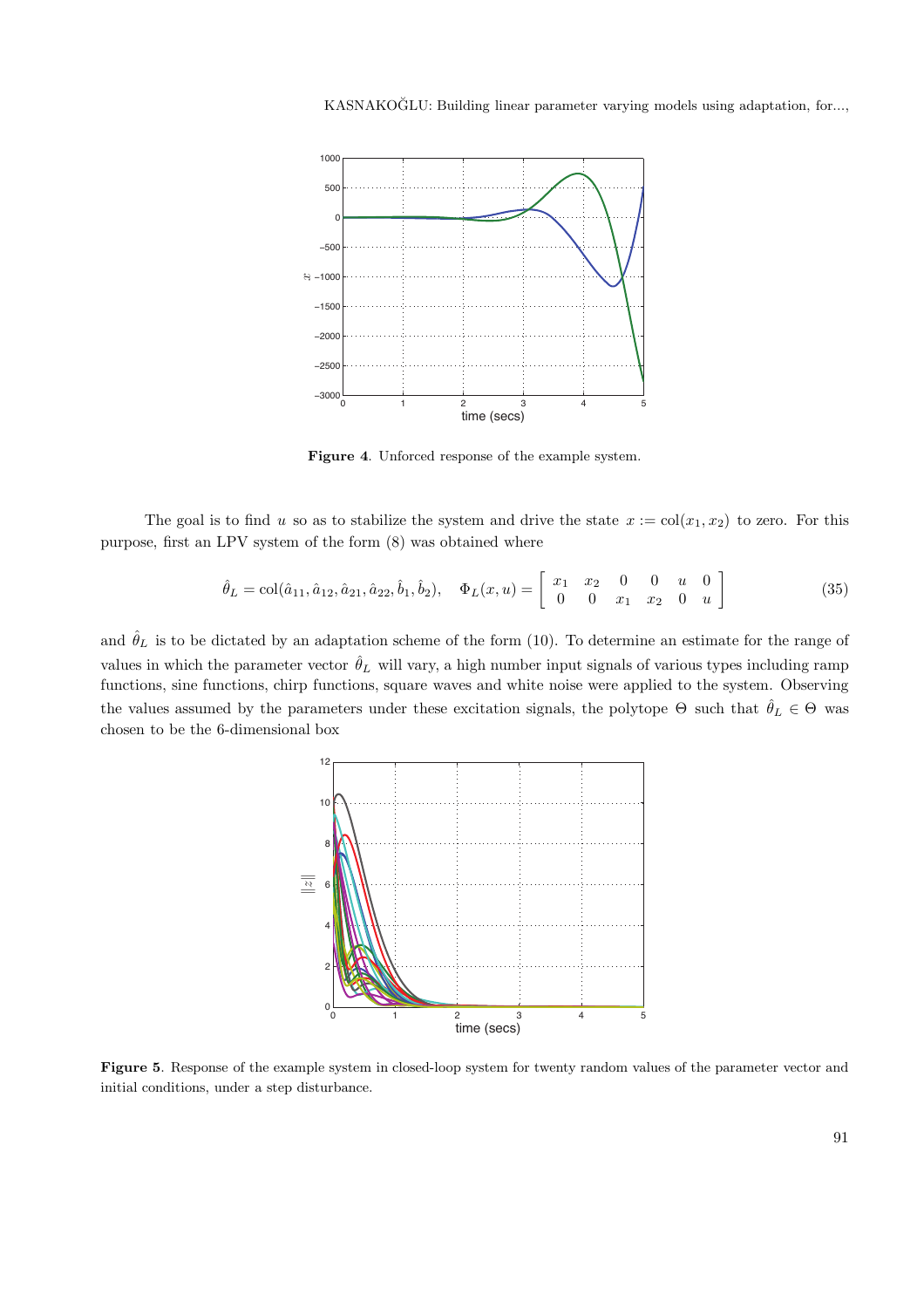Figure 4. Unforced response of the example system.

The goal is to find $u$ so as to stabilize the system and drive the state $x := \mathrm{col}(x_1, x_2)$ to zero. For this purpose, first an LPV system of the form (8) was obtained where

$$\hat{\theta}_L = \mathrm{col}(\hat{a}_{11}, \hat{a}_{12}, \hat{a}_{21}, \hat{a}_{22}, \hat{b}_1, \hat{b}_2), \quad \Phi_L(x, u) = \left[ \begin{array}{cccccc} x_1 & x_2 & 0 & 0 & u & 0 \\ 0 & 0 & x_1 & x_2 & 0 & u \end{array} \right] \tag{35}$$

and $\hat{\theta}_L$ is to be dictated by an adaptation scheme of the form (10). To determine an estimate for the range of values in which the parameter vector $\hat{\theta}_L$ will vary, a high number input signals of various types including ramp functions, sine functions, chirp functions, square waves and white noise were applied to the system. Observing the values assumed by the parameters under these excitation signals, the polytope $\Theta$ such that $\hat{\theta}_L \in \Theta$ was chosen to be the 6-dimensional box

Figure 5. Response of the example system in closed-loop system for twenty random values of the parameter vector and initial conditions, under a step disturbance.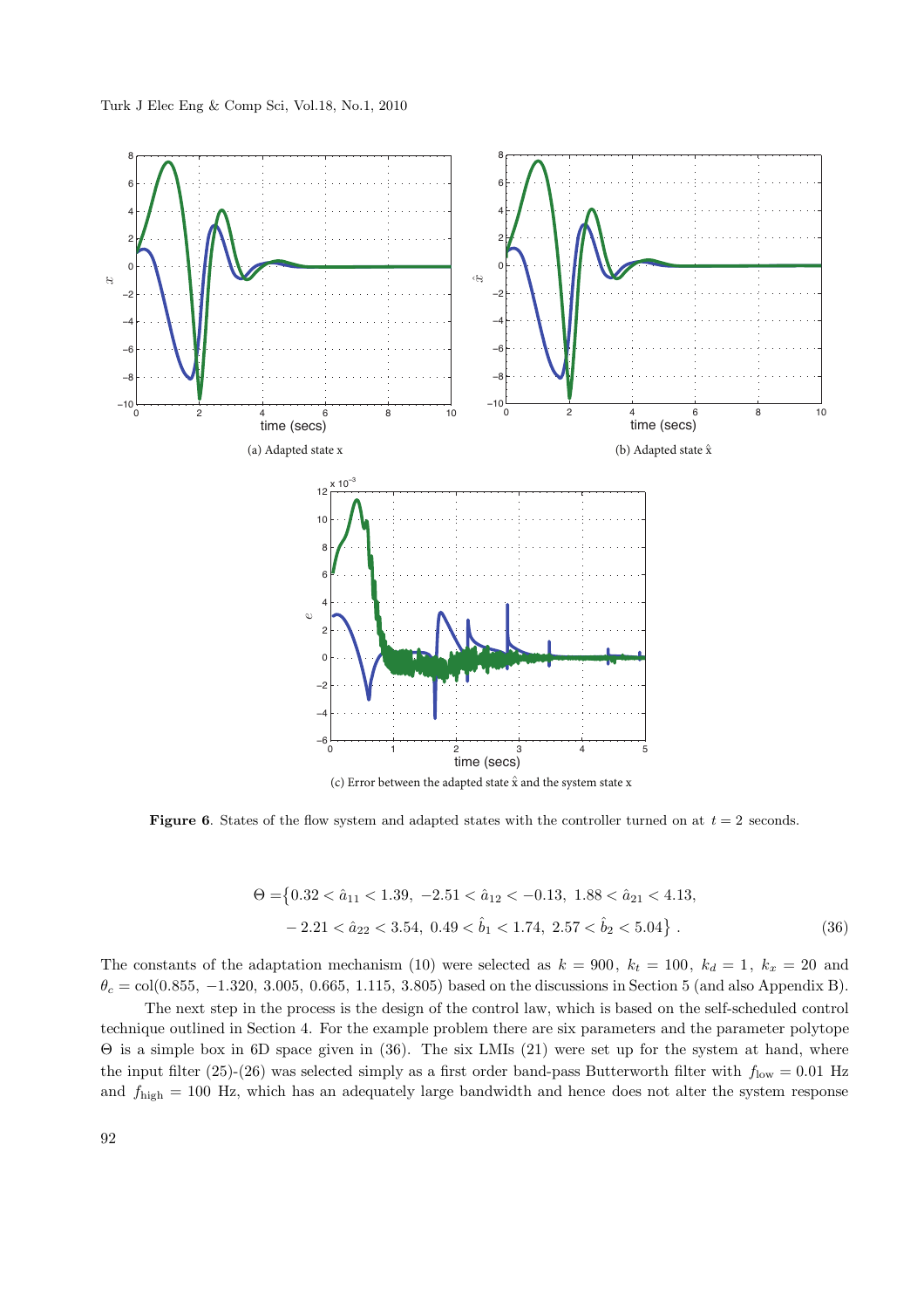(a) Adapted state x

(b) Adapted state $\hat{x}$

(c) Error between the adapted state $\hat{x}$ and the system state x

**Figure 6**. States of the flow system and adapted states with the controller turned on at $t = 2$ seconds.

$$
\begin{aligned}
\Theta =& \big\{ 0.32 < \hat{a}_{11} < 1.39,\ -2.51 < \hat{a}_{12} < -0.13,\ 1.88 < \hat{a}_{21} < 4.13, \\
& -2.21 < \hat{a}_{22} < 3.54,\ 0.49 < \hat{b}_1 < 1.74,\ 2.57 < \hat{b}_2 < 5.04 \big\} \,. 
\end{aligned} \tag{36}
$$

The constants of the adaptation mechanism (10) were selected as $k = 900$, $k_t = 100$, $k_d = 1$, $k_x = 20$ and $\theta_c = \mathrm{col}(0.855,\ -1.320,\ 3.005,\ 0.665,\ 1.115,\ 3.805)$ based on the discussions in Section 5 (and also Appendix B).

The next step in the process is the design of the control law, which is based on the self-scheduled control technique outlined in Section 4. For the example problem there are six parameters and the parameter polytope $\Theta$ is a simple box in 6D space given in (36). The six LMIs (21) were set up for the system at hand, where the input filter (25)-(26) was selected simply as a first order band-pass Butterworth filter with $f_{\mathrm{low}} = 0.01$ Hz and $f_{\mathrm{high}} = 100$ Hz, which has an adequately large bandwidth and hence does not alter the system response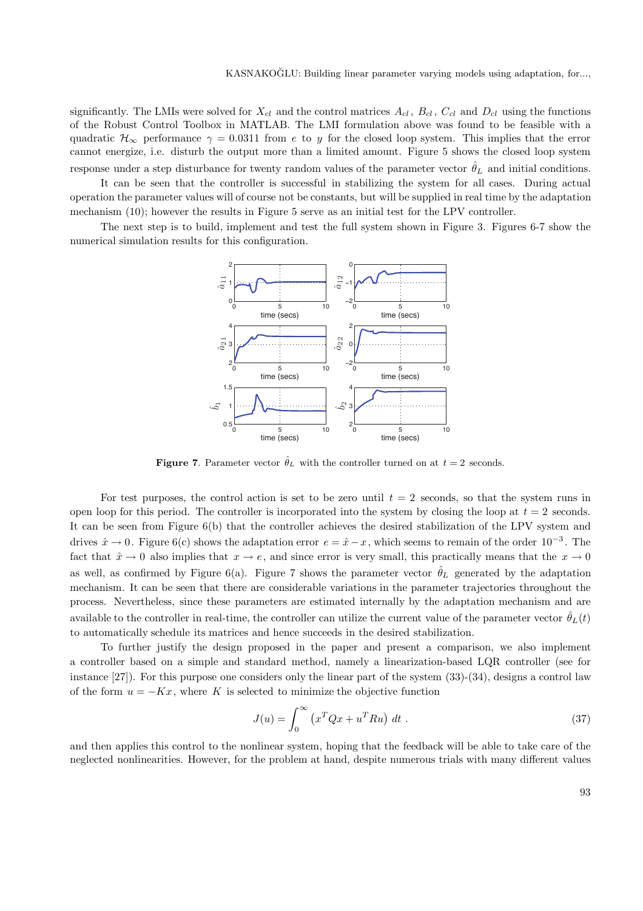significantly. The LMIs were solved for $X_{cl}$ and the control matrices $A_{cl}$, $B_{cl}$, $C_{cl}$ and $D_{cl}$ using the functions of the Robust Control Toolbox in MATLAB. The LMI formulation above was found to be feasible with a quadratic $\mathcal{H}_\infty$ performance $\gamma = 0.0311$ from $e$ to $y$ for the closed loop system. This implies that the error cannot energize, i.e. disturb the output more than a limited amount. Figure 5 shows the closed loop system response under a step disturbance for twenty random values of the parameter vector $\hat{\theta}_L$ and initial conditions.

It can be seen that the controller is successful in stabilizing the system for all cases. During actual operation the parameter values will of course not be constants, but will be supplied in real time by the adaptation mechanism (10); however the results in Figure 5 serve as an initial test for the LPV controller.

The next step is to build, implement and test the full system shown in Figure 3. Figures 6-7 show the numerical simulation results for this configuration.

**Figure 7**. Parameter vector $\hat{\theta}_L$ with the controller turned on at $t = 2$ seconds.

For test purposes, the control action is set to be zero until $t = 2$ seconds, so that the system runs in open loop for this period. The controller is incorporated into the system by closing the loop at $t = 2$ seconds. It can be seen from Figure 6(b) that the controller achieves the desired stabilization of the LPV system and drives $\hat{x} \to 0$. Figure 6(c) shows the adaptation error $e = \hat{x} - x$, which seems to remain of the order $10^{-3}$. The fact that $\hat{x} \to 0$ also implies that $x \to e$, and since error is very small, this practically means that the $x \to 0$ as well, as confirmed by Figure 6(a). Figure 7 shows the parameter vector $\hat{\theta}_L$ generated by the adaptation mechanism. It can be seen that there are considerable variations in the parameter trajectories throughout the process. Nevertheless, since these parameters are estimated internally by the adaptation mechanism and are available to the controller in real-time, the controller can utilize the current value of the parameter vector $\hat{\theta}_L(t)$ to automatically schedule its matrices and hence succeeds in the desired stabilization.

To further justify the design proposed in the paper and present a comparison, we also implement a controller based on a simple and standard method, namely a linearization-based LQR controller (see for instance [27]). For this purpose one considers only the linear part of the system (33)-(34), designs a control law of the form $u = -Kx$, where $K$ is selected to minimize the objective function

$$J(u) = \int_0^\infty \left( x^T Q x + u^T R u \right) \, dt \; . \tag{37}$$

and then applies this control to the nonlinear system, hoping that the feedback will be able to take care of the neglected nonlinearities. However, for the problem at hand, despite numerous trials with many different values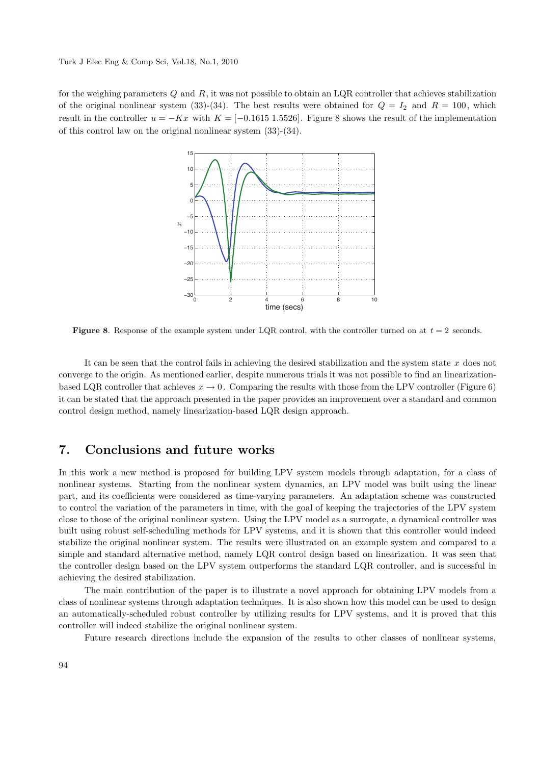for the weighing parameters $Q$ and $R$, it was not possible to obtain an LQR controller that achieves stabilization of the original nonlinear system (33)-(34). The best results were obtained for $Q = I_2$ and $R = 100$, which result in the controller $u = -Kx$ with $K = [-0.1615\ 1.5526]$. Figure 8 shows the result of the implementation of this control law on the original nonlinear system (33)-(34).

**Figure 8**. Response of the example system under LQR control, with the controller turned on at $t = 2$ seconds.

It can be seen that the control fails in achieving the desired stabilization and the system state $x$ does not converge to the origin. As mentioned earlier, despite numerous trials it was not possible to find an linearization-based LQR controller that achieves $x \to 0$. Comparing the results with those from the LPV controller (Figure 6) it can be stated that the approach presented in the paper provides an improvement over a standard and common control design method, namely linearization-based LQR design approach.

## 7. Conclusions and future works

In this work a new method is proposed for building LPV system models through adaptation, for a class of nonlinear systems. Starting from the nonlinear system dynamics, an LPV model was built using the linear part, and its coefficients were considered as time-varying parameters. An adaptation scheme was constructed to control the variation of the parameters in time, with the goal of keeping the trajectories of the LPV system close to those of the original nonlinear system. Using the LPV model as a surrogate, a dynamical controller was built using robust self-scheduling methods for LPV systems, and it is shown that this controller would indeed stabilize the original nonlinear system. The results were illustrated on an example system and compared to a simple and standard alternative method, namely LQR control design based on linearization. It was seen that the controller design based on the LPV system outperforms the standard LQR controller, and is successful in achieving the desired stabilization.

The main contribution of the paper is to illustrate a novel approach for obtaining LPV models from a class of nonlinear systems through adaptation techniques. It is also shown how this model can be used to design an automatically-scheduled robust controller by utilizing results for LPV systems, and it is proved that this controller will indeed stabilize the original nonlinear system.

Future research directions include the expansion of the results to other classes of nonlinear systems,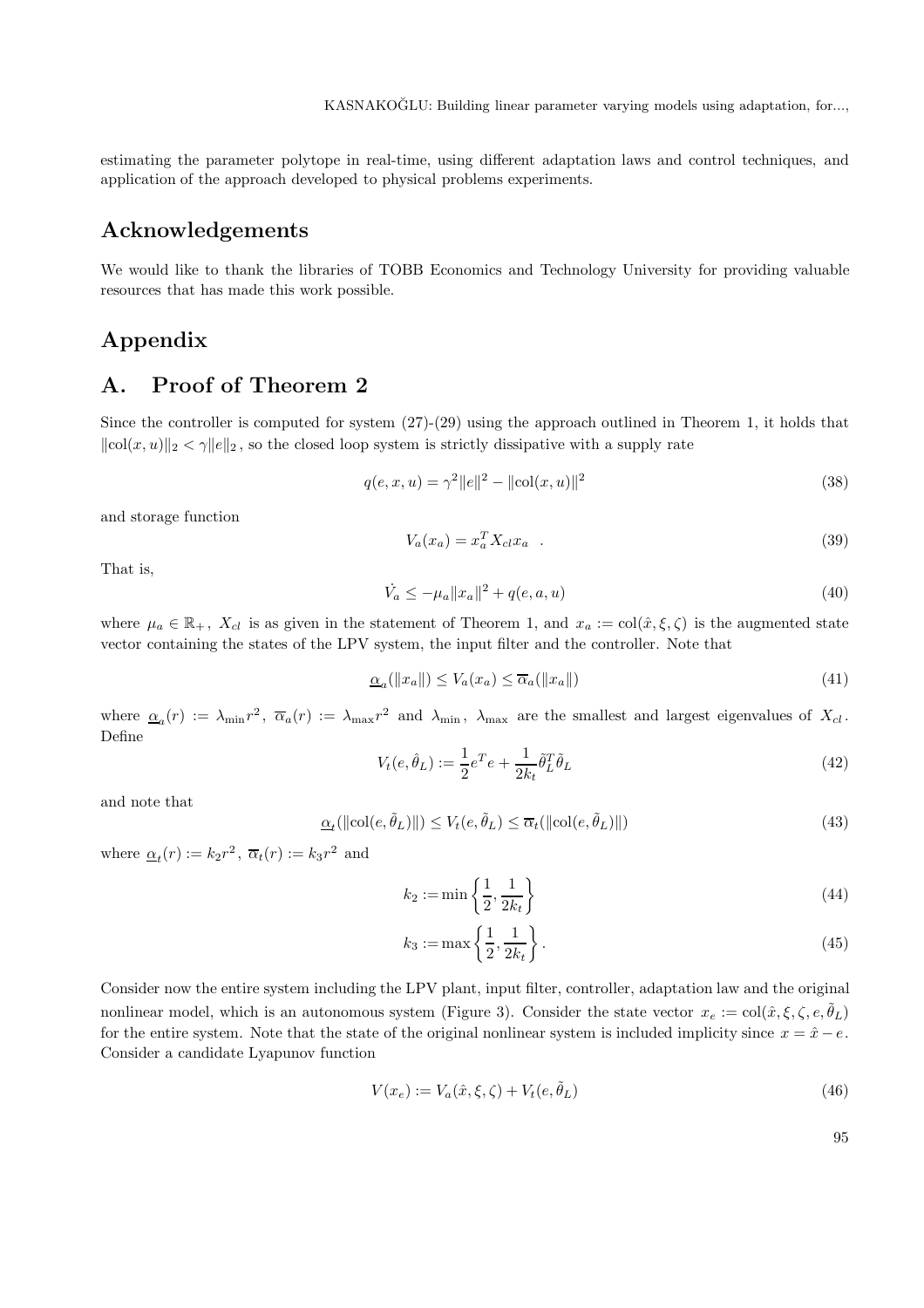estimating the parameter polytope in real-time, using different adaptation laws and control techniques, and application of the approach developed to physical problems experiments.

## Acknowledgements

We would like to thank the libraries of TOBB Economics and Technology University for providing valuable resources that has made this work possible.

## Appendix

## A. Proof of Theorem 2

Since the controller is computed for system (27)-(29) using the approach outlined in Theorem 1, it holds that $\|\mathrm{col}(x,u)\|_2 < \gamma \|e\|_2$, so the closed loop system is strictly dissipative with a supply rate

$$q(e,x,u) = \gamma^2 \|e\|^2 - \|\mathrm{col}(x,u)\|^2 \tag{38}$$

and storage function

$$V_a(x_a) = x_a^T X_{cl} x_a \quad . \tag{39}$$

That is,

$$\dot{V}_a \leq -\mu_a \|x_a\|^2 + q(e,a,u) \tag{40}$$

where $\mu_a \in \mathbb{R}_+$, $X_{cl}$ is as given in the statement of Theorem 1, and $x_a := \mathrm{col}(\hat{x}, \xi, \zeta)$ is the augmented state vector containing the states of the LPV system, the input filter and the controller. Note that

$$\underline{\alpha}_a(\|x_a\|) \leq V_a(x_a) \leq \overline{\alpha}_a(\|x_a\|) \tag{41}$$

where $\underline{\alpha}_a(r) := \lambda_{\min} r^2$, $\overline{\alpha}_a(r) := \lambda_{\max} r^2$ and $\lambda_{\min}$, $\lambda_{\max}$ are the smallest and largest eigenvalues of $X_{cl}$. Define

$$V_t(e, \hat{\theta}_L) := \frac{1}{2} e^T e + \frac{1}{2k_t} \tilde{\theta}_L^T \tilde{\theta}_L \tag{42}$$

and note that

$$\underline{\alpha}_t(\|\mathrm{col}(e, \tilde{\theta}_L)\|) \leq V_t(e, \tilde{\theta}_L) \leq \overline{\alpha}_t(\|\mathrm{col}(e, \tilde{\theta}_L)\|) \tag{43}$$

where $\underline{\alpha}_t(r) := k_2 r^2$, $\overline{\alpha}_t(r) := k_3 r^2$ and

$$k_2 := \min\left\{\frac{1}{2}, \frac{1}{2k_t}\right\} \tag{44}$$

$$k_3 := \max\left\{\frac{1}{2}, \frac{1}{2k_t}\right\}. \tag{45}$$

Consider now the entire system including the LPV plant, input filter, controller, adaptation law and the original nonlinear model, which is an autonomous system (Figure 3). Consider the state vector $x_e := \mathrm{col}(\hat{x}, \xi, \zeta, e, \tilde{\theta}_L)$ for the entire system. Note that the state of the original nonlinear system is included implicity since $x = \hat{x} - e$. Consider a candidate Lyapunov function

$$V(x_e) := V_a(\hat{x}, \xi, \zeta) + V_t(e, \tilde{\theta}_L) \tag{46}$$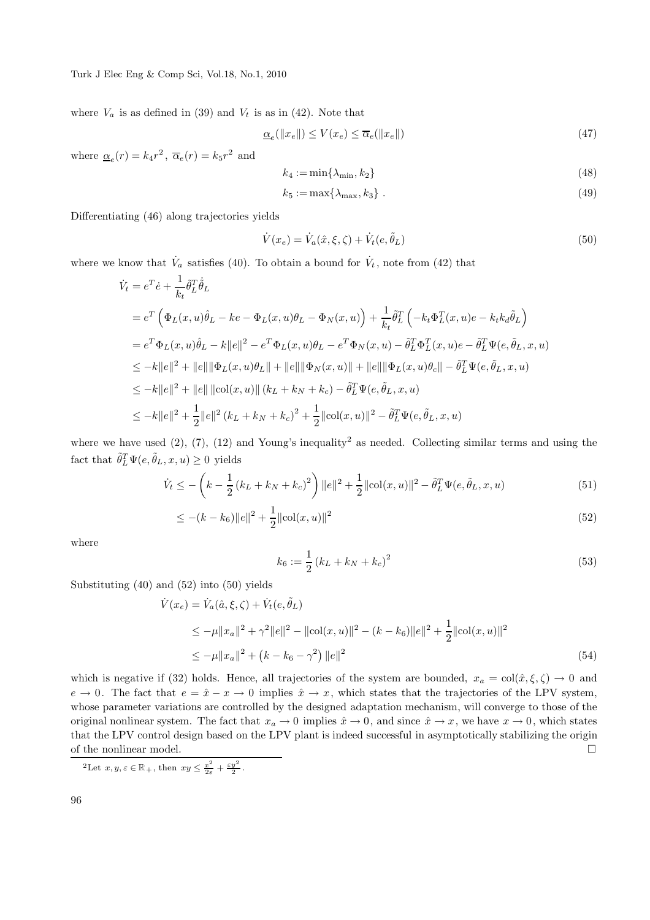where $V_a$ is as defined in (39) and $V_t$ is as in (42). Note that

$$\underline{\alpha}_e(\|x_e\|) \leq V(x_e) \leq \overline{\alpha}_e(\|x_e\|) \tag{47}$$

where $\underline{\alpha}_e(r) = k_4 r^2$, $\overline{\alpha}_e(r) = k_5 r^2$ and

$$k_4 := \min\{\lambda_{\min}, k_2\} \tag{48}$$

$$k_5 := \max\{\lambda_{\max}, k_3\} \ . \tag{49}$$

Differentiating (46) along trajectories yields

$$\dot{V}(x_e) = \dot{V}_a(\hat{x}, \xi, \zeta) + \dot{V}_t(e, \tilde{\theta}_L) \tag{50}$$

where we know that $\dot{V}_a$ satisfies (40). To obtain a bound for $\dot{V}_t$, note from (42) that

$$\begin{aligned}
\dot{V}_t &= e^T \dot{e} + \frac{1}{k_t}\tilde{\theta}_L^T \dot{\hat{\theta}}_L \\
&= e^T\left(\Phi_L(x,u)\hat{\theta}_L - ke - \Phi_L(x,u)\theta_L - \Phi_N(x,u)\right) + \frac{1}{k_t}\tilde{\theta}_L^T\left(-k_t\Phi_L^T(x,u)e - k_t k_d \tilde{\theta}_L\right) \\
&= e^T\Phi_L(x,u)\hat{\theta}_L - k\|e\|^2 - e^T\Phi_L(x,u)\theta_L - e^T\Phi_N(x,u) - \tilde{\theta}_L^T\Phi_L^T(x,u)e - \tilde{\theta}_L^T\Psi(e,\tilde{\theta}_L,x,u) \\
&\leq -k\|e\|^2 + \|e\|\|\Phi_L(x,u)\theta_L\| + \|e\|\|\Phi_N(x,u)\| + \|e\|\|\Phi_L(x,u)\theta_c\| - \tilde{\theta}_L^T\Psi(e,\tilde{\theta}_L,x,u) \\
&\leq -k\|e\|^2 + \|e\|\,\|\mathrm{col}(x,u)\|\,(k_L + k_N + k_c) - \tilde{\theta}_L^T\Psi(e,\tilde{\theta}_L,x,u) \\
&\leq -k\|e\|^2 + \frac{1}{2}\|e\|^2\,(k_L + k_N + k_c)^2 + \frac{1}{2}\|\mathrm{col}(x,u)\|^2 - \tilde{\theta}_L^T\Psi(e,\tilde{\theta}_L,x,u)
\end{aligned}$$

where we have used (2), (7), (12) and Young's inequality[2] as needed. Collecting similar terms and using the fact that $\tilde{\theta}_L^T\Psi(e,\tilde{\theta}_L,x,u) \geq 0$ yields

$$\dot{V}_t \leq -\left(k - \frac{1}{2}(k_L + k_N + k_c)^2\right)\|e\|^2 + \frac{1}{2}\|\mathrm{col}(x,u)\|^2 - \tilde{\theta}_L^T\Psi(e,\tilde{\theta}_L,x,u) \tag{51}$$

$$\leq -(k - k_6)\|e\|^2 + \frac{1}{2}\|\mathrm{col}(x,u)\|^2 \tag{52}$$

where

$$k_6 := \frac{1}{2}(k_L + k_N + k_c)^2 \tag{53}$$

Substituting (40) and (52) into (50) yields

$$\begin{aligned}
\dot{V}(x_e) &= \dot{V}_a(\hat{a}, \xi, \zeta) + \dot{V}_t(e, \tilde{\theta}_L) \\
&\leq -\mu\|x_a\|^2 + \gamma^2\|e\|^2 - \|\mathrm{col}(x,u)\|^2 - (k - k_6)\|e\|^2 + \frac{1}{2}\|\mathrm{col}(x,u)\|^2 \\
&\leq -\mu\|x_a\|^2 + \left(k - k_6 - \gamma^2\right)\|e\|^2
\end{aligned} \tag{54}$$

which is negative if (32) holds. Hence, all trajectories of the system are bounded, $x_a = \mathrm{col}(\hat{x}, \xi, \zeta) \to 0$ and $e \to 0$. The fact that $e = \hat{x} - x \to 0$ implies $\hat{x} \to x$, which states that the trajectories of the LPV system, whose parameter variations are controlled by the designed adaptation mechanism, will converge to those of the original nonlinear system. The fact that $x_a \to 0$ implies $\hat{x} \to 0$, and since $\hat{x} \to x$, we have $x \to 0$, which states that the LPV control design based on the LPV plant is indeed successful in asymptotically stabilizing the origin of the nonlinear model. □

[2] Let $x, y, \varepsilon \in \mathbb{R}_+$, then $xy \leq \frac{x^2}{2\varepsilon} + \frac{\varepsilon y^2}{2}$.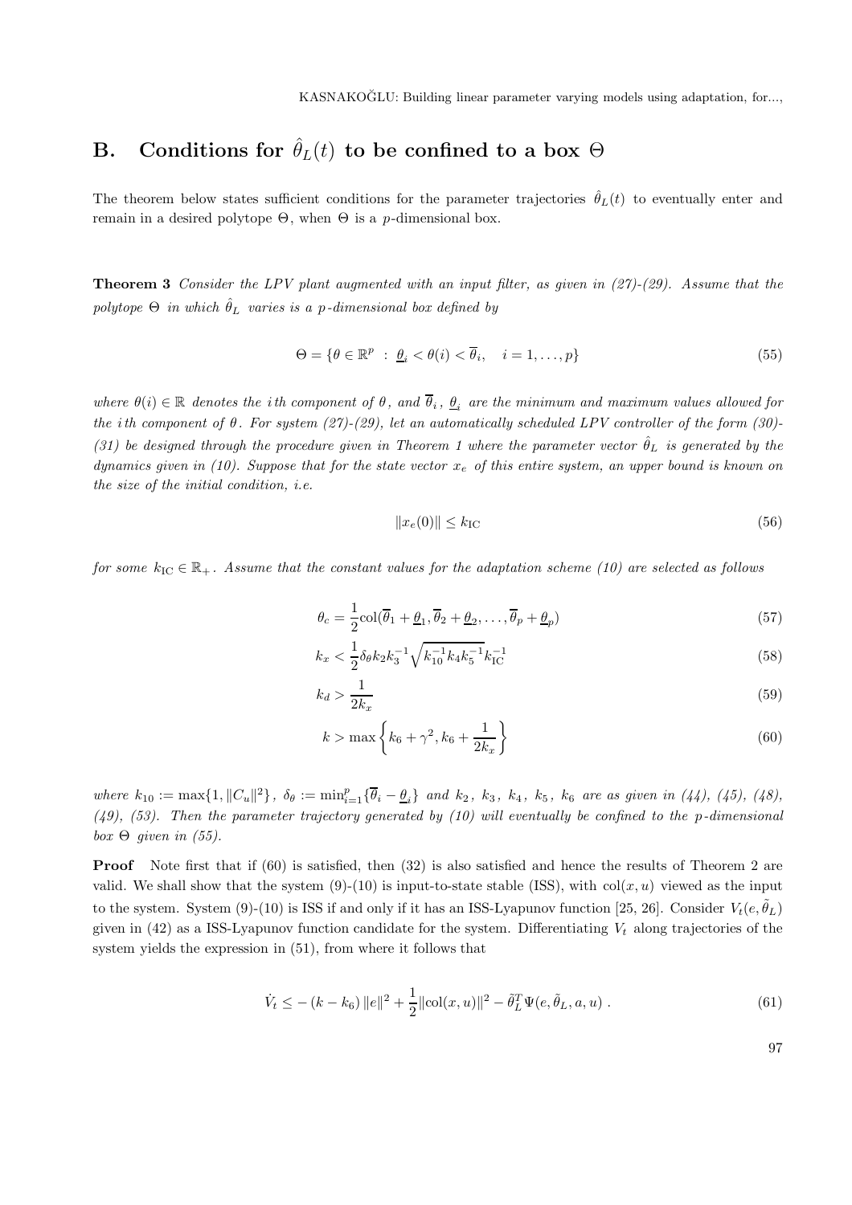## B. Conditions for $\hat{\theta}_L(t)$ to be confined to a box $\Theta$

The theorem below states sufficient conditions for the parameter trajectories $\hat{\theta}_L(t)$ to eventually enter and remain in a desired polytope $\Theta$, when $\Theta$ is a $p$-dimensional box.

**Theorem 3** *Consider the LPV plant augmented with an input filter, as given in (27)-(29). Assume that the polytope $\Theta$ in which $\hat{\theta}_L$ varies is a $p$-dimensional box defined by*

$$\Theta = \{\theta \in \mathbb{R}^p \; : \; \underline{\theta}_i < \theta(i) < \overline{\theta}_i, \quad i = 1, \ldots, p\} \tag{55}$$

*where $\theta(i) \in \mathbb{R}$ denotes the $i$th component of $\theta$, and $\overline{\theta}_i$, $\underline{\theta}_i$ are the minimum and maximum values allowed for the $i$th component of $\theta$. For system (27)-(29), let an automatically scheduled LPV controller of the form (30)-(31) be designed through the procedure given in Theorem 1 where the parameter vector $\hat{\theta}_L$ is generated by the dynamics given in (10). Suppose that for the state vector $x_e$ of this entire system, an upper bound is known on the size of the initial condition, i.e.*

$$\|x_e(0)\| \leq k_{\mathrm{IC}} \tag{56}$$

*for some $k_{\mathrm{IC}} \in \mathbb{R}_+$. Assume that the constant values for the adaptation scheme (10) are selected as follows*

$$\theta_c = \frac{1}{2}\mathrm{col}(\overline{\theta}_1 + \underline{\theta}_1, \overline{\theta}_2 + \underline{\theta}_2, \ldots, \overline{\theta}_p + \underline{\theta}_p) \tag{57}$$

$$k_x < \frac{1}{2}\delta_\theta k_2 k_3^{-1}\sqrt{k_{10}^{-1} k_4 k_5^{-1}}\, k_{\mathrm{IC}}^{-1} \tag{58}$$

$$k_d > \frac{1}{2k_x} \tag{59}$$

$$k > \max\left\{k_6 + \gamma^2, k_6 + \frac{1}{2k_x}\right\} \tag{60}$$

*where $k_{10} := \max\{1, \|C_u\|^2\}$, $\delta_\theta := \min_{i=1}^p\{\overline{\theta}_i - \underline{\theta}_i\}$ and $k_2$, $k_3$, $k_4$, $k_5$, $k_6$ are as given in (44), (45), (48), (49), (53). Then the parameter trajectory generated by (10) will eventually be confined to the $p$-dimensional box $\Theta$ given in (55).*

**Proof** Note first that if (60) is satisfied, then (32) is also satisfied and hence the results of Theorem 2 are valid. We shall show that the system (9)-(10) is input-to-state stable (ISS), with $\mathrm{col}(x, u)$ viewed as the input to the system. System (9)-(10) is ISS if and only if it has an ISS-Lyapunov function [25, 26]. Consider $V_t(e, \tilde{\theta}_L)$ given in (42) as a ISS-Lyapunov function candidate for the system. Differentiating $V_t$ along trajectories of the system yields the expression in (51), from where it follows that

$$\dot{V}_t \leq -\left(k - k_6\right)\|e\|^2 + \frac{1}{2}\|\mathrm{col}(x, u)\|^2 - \tilde{\theta}_L^T \Psi(e, \tilde{\theta}_L, a, u) \, . \tag{61}$$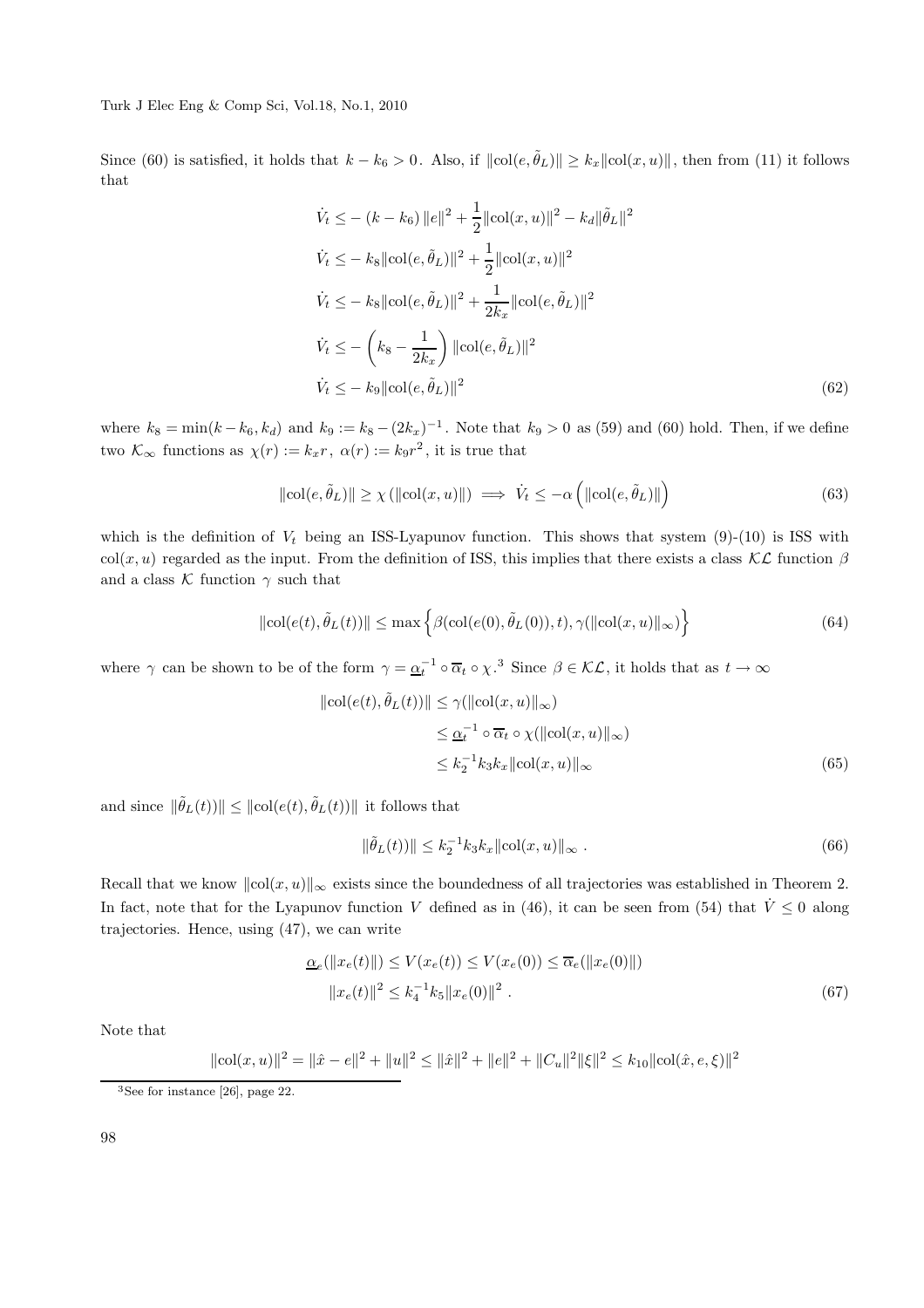Since (60) is satisfied, it holds that $k - k_6 > 0$. Also, if $\|\text{col}(e, \tilde{\theta}_L)\| \geq k_x \|\text{col}(x, u)\|$, then from (11) it follows that

$$
\begin{aligned}
\dot{V}_t &\leq -(k - k_6)\|e\|^2 + \frac{1}{2}\|\text{col}(x, u)\|^2 - k_d\|\tilde{\theta}_L\|^2 \\
\dot{V}_t &\leq -k_8\|\text{col}(e, \tilde{\theta}_L)\|^2 + \frac{1}{2}\|\text{col}(x, u)\|^2 \\
\dot{V}_t &\leq -k_8\|\text{col}(e, \tilde{\theta}_L)\|^2 + \frac{1}{2k_x}\|\text{col}(e, \tilde{\theta}_L)\|^2 \\
\dot{V}_t &\leq -\left(k_8 - \frac{1}{2k_x}\right)\|\text{col}(e, \tilde{\theta}_L)\|^2 \\
\dot{V}_t &\leq -k_9\|\text{col}(e, \tilde{\theta}_L)\|^2
\end{aligned} \tag{62}
$$

where $k_8 = \min(k - k_6, k_d)$ and $k_9 := k_8 - (2k_x)^{-1}$. Note that $k_9 > 0$ as (59) and (60) hold. Then, if we define two $\mathcal{K}_\infty$ functions as $\chi(r) := k_x r$, $\alpha(r) := k_9 r^2$, it is true that

$$
\|\text{col}(e, \tilde{\theta}_L)\| \geq \chi(\|\text{col}(x, u)\|) \implies \dot{V}_t \leq -\alpha\left(\|\text{col}(e, \tilde{\theta}_L)\|\right) \tag{63}
$$

which is the definition of $V_t$ being an ISS-Lyapunov function. This shows that system (9)-(10) is ISS with $\text{col}(x, u)$ regarded as the input. From the definition of ISS, this implies that there exists a class $\mathcal{KL}$ function $\beta$ and a class $\mathcal{K}$ function $\gamma$ such that

$$
\|\text{col}(e(t), \tilde{\theta}_L(t))\| \leq \max\left\{\beta(\text{col}(e(0), \tilde{\theta}_L(0)), t), \gamma(\|\text{col}(x, u)\|_\infty)\right\} \tag{64}
$$

where $\gamma$ can be shown to be of the form $\gamma = \underline{\alpha}_t^{-1} \circ \overline{\alpha}_t \circ \chi$.[3] Since $\beta \in \mathcal{KL}$, it holds that as $t \to \infty$

$$
\begin{aligned}
\|\text{col}(e(t), \tilde{\theta}_L(t))\| &\leq \gamma(\|\text{col}(x, u)\|_\infty) \\
&\leq \underline{\alpha}_t^{-1} \circ \overline{\alpha}_t \circ \chi(\|\text{col}(x, u)\|_\infty) \\
&\leq k_2^{-1} k_3 k_x \|\text{col}(x, u)\|_\infty
\end{aligned} \tag{65}
$$

and since $\|\tilde{\theta}_L(t))\| \leq \|\text{col}(e(t), \tilde{\theta}_L(t))\|$ it follows that

$$
\|\tilde{\theta}_L(t))\| \leq k_2^{-1} k_3 k_x \|\text{col}(x, u)\|_\infty \,. \tag{66}
$$

Recall that we know $\|\text{col}(x, u)\|_\infty$ exists since the boundedness of all trajectories was established in Theorem 2. In fact, note that for the Lyapunov function $V$ defined as in (46), it can be seen from (54) that $\dot{V} \leq 0$ along trajectories. Hence, using (47), we can write

$$
\begin{aligned}
\underline{\alpha}_e(\|x_e(t)\|) \leq V(x_e(t)) &\leq V(x_e(0)) \leq \overline{\alpha}_e(\|x_e(0)\|) \\
\|x_e(t)\|^2 &\leq k_4^{-1} k_5 \|x_e(0)\|^2 \,.
\end{aligned} \tag{67}
$$

Note that

$$
\|\text{col}(x, u)\|^2 = \|\hat{x} - e\|^2 + \|u\|^2 \leq \|\hat{x}\|^2 + \|e\|^2 + \|C_u\|^2\|\xi\|^2 \leq k_{10}\|\text{col}(\hat{x}, e, \xi)\|^2
$$

---

[3] See for instance [26], page 22.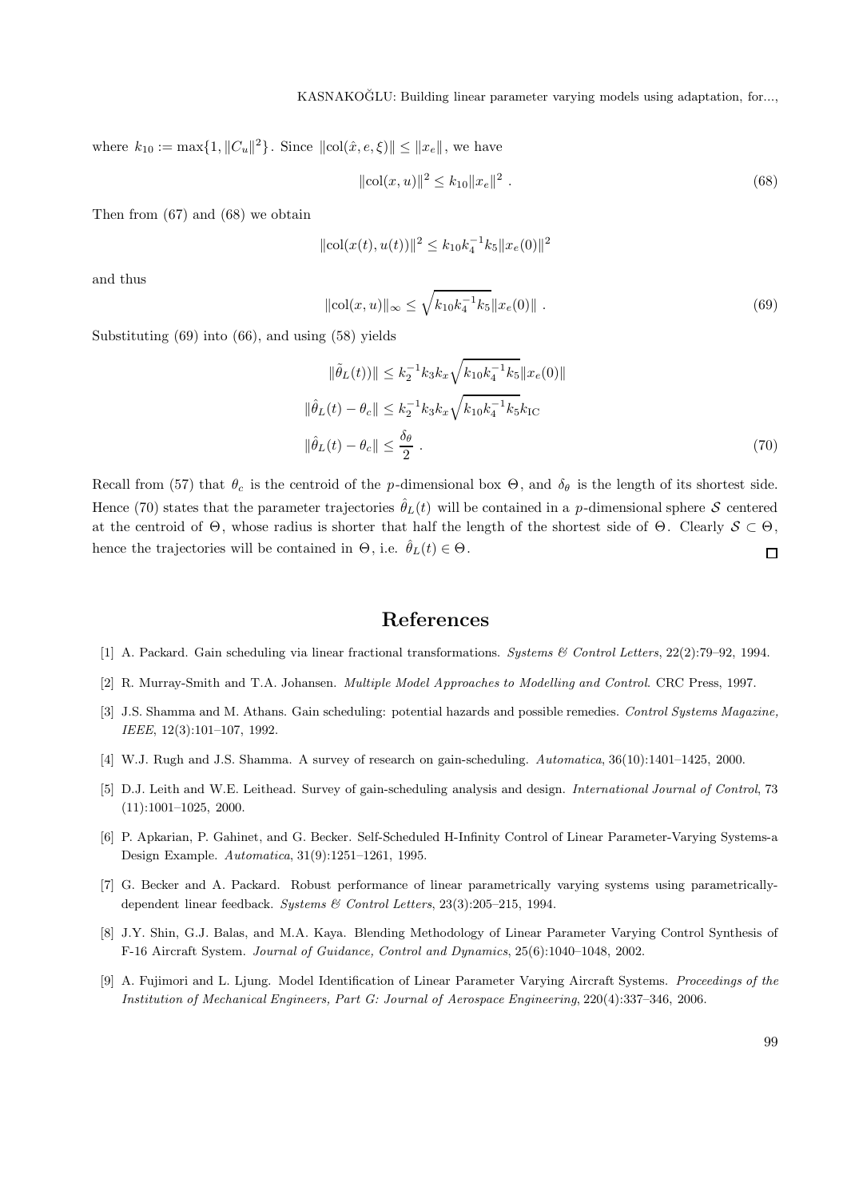where $k_{10} := \max\{1, \|C_u\|^2\}$. Since $\|\text{col}(\hat{x}, e, \xi)\| \le \|x_e\|$, we have

$$\|\text{col}(x, u)\|^2 \le k_{10}\|x_e\|^2 \; . \tag{68}$$

Then from (67) and (68) we obtain

$$\|\text{col}(x(t), u(t))\|^2 \le k_{10}k_4^{-1}k_5\|x_e(0)\|^2$$

and thus

$$\|\text{col}(x, u)\|_\infty \le \sqrt{k_{10}k_4^{-1}k_5}\|x_e(0)\| \; . \tag{69}$$

Substituting (69) into (66), and using (58) yields

$$\begin{aligned}
\|\tilde{\theta}_L(t))\| &\le k_2^{-1}k_3k_x\sqrt{k_{10}k_4^{-1}k_5}\|x_e(0)\| \\
\|\hat{\theta}_L(t) - \theta_c\| &\le k_2^{-1}k_3k_x\sqrt{k_{10}k_4^{-1}k_5}k_{\text{IC}} \\
\|\hat{\theta}_L(t) - \theta_c\| &\le \frac{\delta_\theta}{2} \; .
\end{aligned} \tag{70}$$

Recall from (57) that $\theta_c$ is the centroid of the $p$-dimensional box $\Theta$, and $\delta_\theta$ is the length of its shortest side. Hence (70) states that the parameter trajectories $\hat{\theta}_L(t)$ will be contained in a $p$-dimensional sphere $\mathcal{S}$ centered at the centroid of $\Theta$, whose radius is shorter that half the length of the shortest side of $\Theta$. Clearly $\mathcal{S} \subset \Theta$, hence the trajectories will be contained in $\Theta$, i.e. $\hat{\theta}_L(t) \in \Theta$. □

# References

[1] A. Packard. Gain scheduling via linear fractional transformations. *Systems & Control Letters*, 22(2):79–92, 1994.

[2] R. Murray-Smith and T.A. Johansen. *Multiple Model Approaches to Modelling and Control*. CRC Press, 1997.

[3] J.S. Shamma and M. Athans. Gain scheduling: potential hazards and possible remedies. *Control Systems Magazine, IEEE*, 12(3):101–107, 1992.

[4] W.J. Rugh and J.S. Shamma. A survey of research on gain-scheduling. *Automatica*, 36(10):1401–1425, 2000.

[5] D.J. Leith and W.E. Leithead. Survey of gain-scheduling analysis and design. *International Journal of Control*, 73 (11):1001–1025, 2000.

[6] P. Apkarian, P. Gahinet, and G. Becker. Self-Scheduled H-Infinity Control of Linear Parameter-Varying Systems-a Design Example. *Automatica*, 31(9):1251–1261, 1995.

[7] G. Becker and A. Packard. Robust performance of linear parametrically varying systems using parametrically-dependent linear feedback. *Systems & Control Letters*, 23(3):205–215, 1994.

[8] J.Y. Shin, G.J. Balas, and M.A. Kaya. Blending Methodology of Linear Parameter Varying Control Synthesis of F-16 Aircraft System. *Journal of Guidance, Control and Dynamics*, 25(6):1040–1048, 2002.

[9] A. Fujimori and L. Ljung. Model Identification of Linear Parameter Varying Aircraft Systems. *Proceedings of the Institution of Mechanical Engineers, Part G: Journal of Aerospace Engineering*, 220(4):337–346, 2006.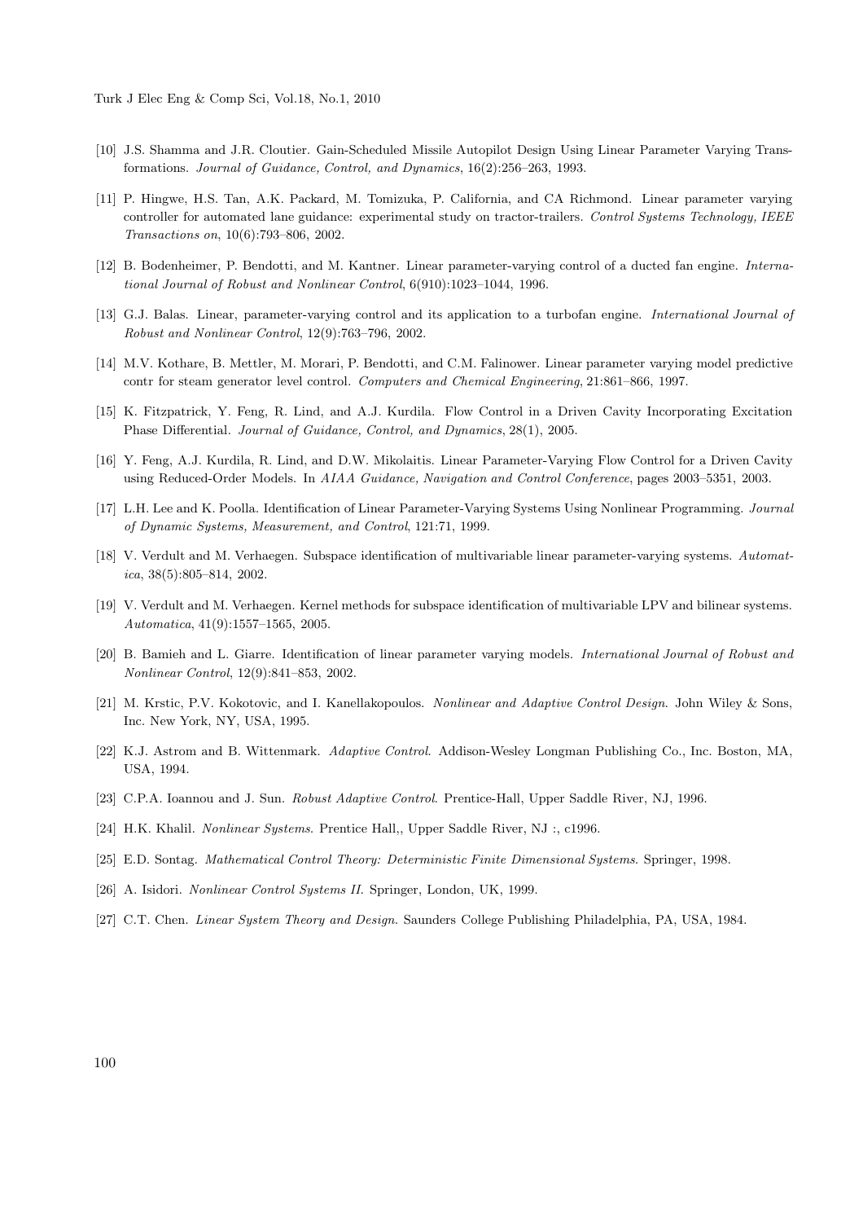[10] J.S. Shamma and J.R. Cloutier. Gain-Scheduled Missile Autopilot Design Using Linear Parameter Varying Transformations. *Journal of Guidance, Control, and Dynamics*, 16(2):256–263, 1993.

[11] P. Hingwe, H.S. Tan, A.K. Packard, M. Tomizuka, P. California, and CA Richmond. Linear parameter varying controller for automated lane guidance: experimental study on tractor-trailers. *Control Systems Technology, IEEE Transactions on*, 10(6):793–806, 2002.

[12] B. Bodenheimer, P. Bendotti, and M. Kantner. Linear parameter-varying control of a ducted fan engine. *International Journal of Robust and Nonlinear Control*, 6(910):1023–1044, 1996.

[13] G.J. Balas. Linear, parameter-varying control and its application to a turbofan engine. *International Journal of Robust and Nonlinear Control*, 12(9):763–796, 2002.

[14] M.V. Kothare, B. Mettler, M. Morari, P. Bendotti, and C.M. Falinower. Linear parameter varying model predictive contr for steam generator level control. *Computers and Chemical Engineering*, 21:861–866, 1997.

[15] K. Fitzpatrick, Y. Feng, R. Lind, and A.J. Kurdila. Flow Control in a Driven Cavity Incorporating Excitation Phase Differential. *Journal of Guidance, Control, and Dynamics*, 28(1), 2005.

[16] Y. Feng, A.J. Kurdila, R. Lind, and D.W. Mikolaitis. Linear Parameter-Varying Flow Control for a Driven Cavity using Reduced-Order Models. In *AIAA Guidance, Navigation and Control Conference*, pages 2003–5351, 2003.

[17] L.H. Lee and K. Poolla. Identification of Linear Parameter-Varying Systems Using Nonlinear Programming. *Journal of Dynamic Systems, Measurement, and Control*, 121:71, 1999.

[18] V. Verdult and M. Verhaegen. Subspace identification of multivariable linear parameter-varying systems. *Automatica*, 38(5):805–814, 2002.

[19] V. Verdult and M. Verhaegen. Kernel methods for subspace identification of multivariable LPV and bilinear systems. *Automatica*, 41(9):1557–1565, 2005.

[20] B. Bamieh and L. Giarre. Identification of linear parameter varying models. *International Journal of Robust and Nonlinear Control*, 12(9):841–853, 2002.

[21] M. Krstic, P.V. Kokotovic, and I. Kanellakopoulos. *Nonlinear and Adaptive Control Design*. John Wiley & Sons, Inc. New York, NY, USA, 1995.

[22] K.J. Astrom and B. Wittenmark. *Adaptive Control*. Addison-Wesley Longman Publishing Co., Inc. Boston, MA, USA, 1994.

[23] C.P.A. Ioannou and J. Sun. *Robust Adaptive Control*. Prentice-Hall, Upper Saddle River, NJ, 1996.

[24] H.K. Khalil. *Nonlinear Systems*. Prentice Hall,, Upper Saddle River, NJ :, c1996.

[25] E.D. Sontag. *Mathematical Control Theory: Deterministic Finite Dimensional Systems*. Springer, 1998.

[26] A. Isidori. *Nonlinear Control Systems II*. Springer, London, UK, 1999.

[27] C.T. Chen. *Linear System Theory and Design*. Saunders College Publishing Philadelphia, PA, USA, 1984.